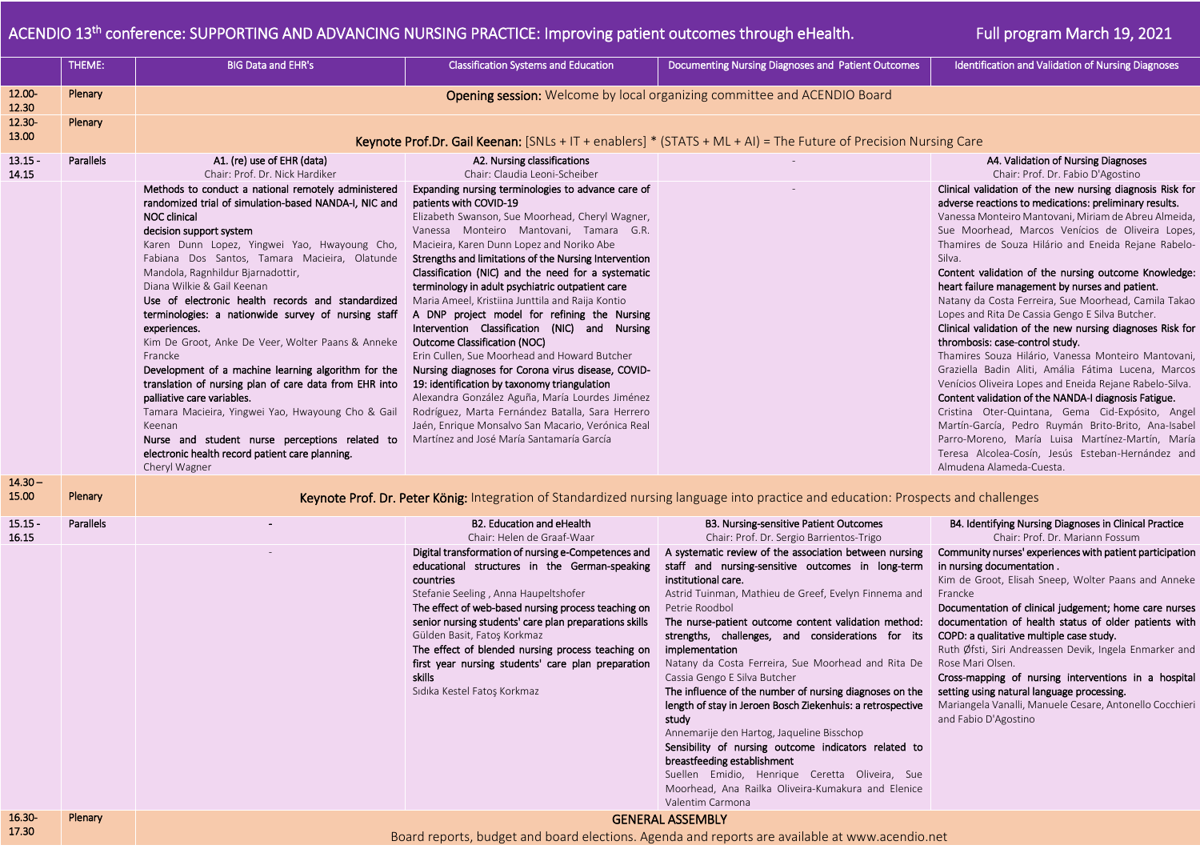# ACENDIO 13th conference: SUPPORTING AND ADVANCING NURSING PRACTICE: Improving patient outcomes through eHealth.

Full program March 19, 2021

| | THEME: | BIG Data and EHR's | Classification Systems and Education | Documenting Nursing Diagnoses and Patient Outcomes | Identification and Validation of Nursing Diagnoses |
|---|---|---|---|---|---|
| 12.00-12.30 | Plenary | **Opening session:** Welcome by local organizing committee and ACENDIO Board | | | |
| 12.30-13.00 | Plenary | **Keynote Prof.Dr. Gail Keenan:** [SNLs + IT + enablers] * (STATS + ML + AI) = The Future of Precision Nursing Care | | | |
| 13.15 - 14.15 | Parallels | A1. (re) use of EHR (data)<br>Chair: Prof. Dr. Nick Hardiker | A2. Nursing classifications<br>Chair: Claudia Leoni-Scheiber | - | A4. Validation of Nursing Diagnoses<br>Chair: Prof. Dr. Fabio D'Agostino |
| | | **Methods to conduct a national remotely administered randomized trial of simulation-based NANDA-I, NIC and NOC clinical decision support system**<br>Karen Dunn Lopez, Yingwei Yao, Hwayoung Cho, Fabiana Dos Santos, Tamara Macieira, Olatunde Mandola, Ragnhildur Bjarnadottir, Diana Wilkie & Gail Keenan<br>**Use of electronic health records and standardized terminologies: a nationwide survey of nursing staff experiences.**<br>Kim De Groot, Anke De Veer, Wolter Paans & Anneke Francke<br>**Development of a machine learning algorithm for the translation of nursing plan of care data from EHR into palliative care variables.**<br>Tamara Macieira, Yingwei Yao, Hwayoung Cho & Gail Keenan<br>**Nurse and student nurse perceptions related to electronic health record patient care planning.**<br>Cheryl Wagner | **Expanding nursing terminologies to advance care of patients with COVID-19**<br>Elizabeth Swanson, Sue Moorhead, Cheryl Wagner, Vanessa Monteiro Mantovani, Tamara G.R. Macieira, Karen Dunn Lopez and Noriko Abe<br>**Strengths and limitations of the Nursing Intervention Classification (NIC) and the need for a systematic terminology in adult psychiatric outpatient care**<br>Maria Ameel, Kristiina Junttila and Raija Kontio<br>**A DNP project model for refining the Nursing Intervention Classification (NIC) and Nursing Outcome Classification (NOC)**<br>Erin Cullen, Sue Moorhead and Howard Butcher<br>**Nursing diagnoses for Corona virus disease, COVID-19: identification by taxonomy triangulation**<br>Alexandra González Aguña, María Lourdes Jiménez Rodríguez, Marta Fernández Batalla, Sara Herrero Jaén, Enrique Monsalvo San Macario, Verónica Real Martínez and José María Santamaría García | - | **Clinical validation of the new nursing diagnosis Risk for adverse reactions to medications: preliminary results.**<br>Vanessa Monteiro Mantovani, Miriam de Abreu Almeida, Sue Moorhead, Marcos Venícios de Oliveira Lopes, Thamires de Souza Hilário and Eneida Rejane Rabelo-Silva.<br>**Content validation of the nursing outcome Knowledge: heart failure management by nurses and patient.**<br>Natany da Costa Ferreira, Sue Moorhead, Camila Takao Lopes and Rita De Cassia Gengo E Silva Butcher.<br>**Clinical validation of the new nursing diagnoses Risk for thrombosis: case-control study.**<br>Thamires Souza Hilário, Vanessa Monteiro Mantovani, Graziella Badin Aliti, Amália Fátima Lucena, Marcos Venícios Oliveira Lopes and Eneida Rejane Rabelo-Silva.<br>**Content validation of the NANDA-I diagnosis Fatigue.**<br>Cristina Oter-Quintana, Gema Cid-Expósito, Angel Martín-García, Pedro Ruymán Brito-Brito, Ana-Isabel Parro-Moreno, María Luisa Martínez-Martín, María Teresa Alcolea-Cosín, Jesús Esteban-Hernández and Almudena Alameda-Cuesta. |
| 14.30 – 15.00 | Plenary | **Keynote Prof. Dr. Peter König:** Integration of Standardized nursing language into practice and education: Prospects and challenges | | | |
| 15.15 - 16.15 | Parallels | - | B2. Education and eHealth<br>Chair: Helen de Graaf-Waar | B3. Nursing-sensitive Patient Outcomes<br>Chair: Prof. Dr. Sergio Barrientos-Trigo | B4. Identifying Nursing Diagnoses in Clinical Practice<br>Chair: Prof. Dr. Mariann Fossum |
| | | - | **Digital transformation of nursing e-Competences and educational structures in the German-speaking countries**<br>Stefanie Seeling , Anna Haupeltshofer<br>**The effect of web-based nursing process teaching on senior nursing students' care plan preparations skills**<br>Gülden Basit, Fatoş Korkmaz<br>**The effect of blended nursing process teaching on first year nursing students' care plan preparation skills**<br>Sıdıka Kestel Fatoş Korkmaz | **A systematic review of the association between nursing staff and nursing-sensitive outcomes in long-term institutional care.**<br>Astrid Tuinman, Mathieu de Greef, Evelyn Finnema and Petrie Roodbol<br>**The nurse-patient outcome content validation method: strengths, challenges, and considerations for its implementation**<br>Natany da Costa Ferreira, Sue Moorhead and Rita De Cassia Gengo E Silva Butcher<br>**The influence of the number of nursing diagnoses on the length of stay in Jeroen Bosch Ziekenhuis: a retrospective study**<br>Annemarije den Hartog, Jaqueline Bisschop<br>**Sensibility of nursing outcome indicators related to breastfeeding establishment**<br>Suellen Emidio, Henrique Ceretta Oliveira, Sue Moorhead, Ana Railka Oliveira-Kumakura and Elenice Valentim Carmona | **Community nurses' experiences with patient participation in nursing documentation .**<br>Kim de Groot, Elisah Sneep, Wolter Paans and Anneke Francke<br>**Documentation of clinical judgement; home care nurses documentation of health status of older patients with COPD: a qualitative multiple case study.**<br>Ruth Øfsti, Siri Andreassen Devik, Ingela Enmarker and Rose Mari Olsen.<br>**Cross-mapping of nursing interventions in a hospital setting using natural language processing.**<br>Mariangela Vanalli, Manuele Cesare, Antonello Cocchieri and Fabio D'Agostino |
| 16.30-17.30 | Plenary | **GENERAL ASSEMBLY**<br>Board reports, budget and board elections. Agenda and reports are available at www.acendio.net | | | |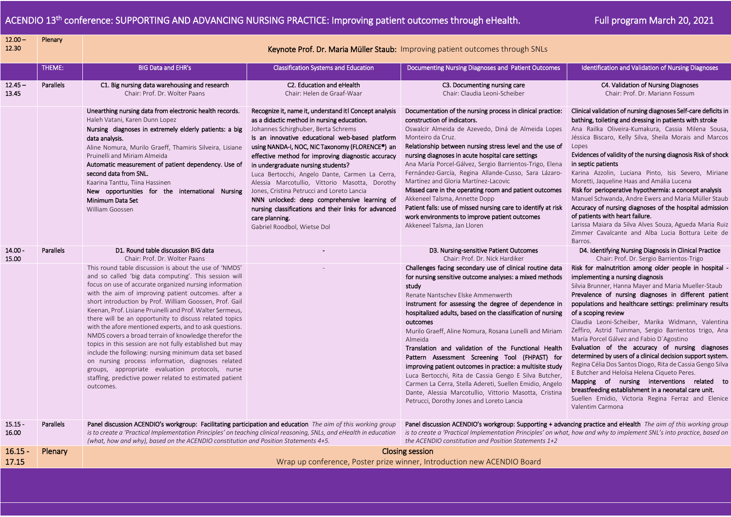# ACENDIO 13th conference: SUPPORTING AND ADVANCING NURSING PRACTICE: Improving patient outcomes through eHealth.

Full program March 20, 2021

| | | | | | |
|---|---|---|---|---|---|
| 12.00 – 12.30 | Plenary | **Keynote Prof. Dr. Maria Müller Staub:** Improving patient outcomes through SNLs | | | |
| | THEME: | BIG Data and EHR's | Classification Systems and Education | Documenting Nursing Diagnoses and Patient Outcomes | Identification and Validation of Nursing Diagnoses |
| 12.45 – 13.45 | Parallels | C1. Big nursing data warehousing and research<br>Chair: Prof. Dr. Wolter Paans | C2. Education and eHealth<br>Chair: Helen de Graaf-Waar | C3. Documenting nursing care<br>Chair: Claudia Leoni-Scheiber | C4. Validation of Nursing Diagnoses<br>Chair: Prof. Dr. Mariann Fossum |
| | | **Unearthing nursing data from electronic health records.**<br>Haleh Vatani, Karen Dunn Lopez<br>**Nursing diagnoses in extremely elderly patients: a big data analysis.**<br>Aline Nomura, Murilo Graeff, Thamiris Silveira, Lisiane Pruinelli and Miriam Almeida<br>**Automatic measurement of patient dependency. Use of second data from SNL.**<br>Kaarina Tanttu, Tiina Hassinen<br>**New opportunities for the international Nursing Minimum Data Set**<br>William Goossen | **Recognize it, name it, understand it! Concept analysis as a didactic method in nursing education.**<br>Johannes Schirghuber, Berta Schrems<br>**Is an innovative educational web-based platform using NANDA-I, NOC, NIC Taxonomy (FLORENCE®) an effective method for improving diagnostic accuracy in undergraduate nursing students?**<br>Luca Bertocchi, Angelo Dante, Carmen La Cerra, Alessia Marcotullio, Vittorio Masotta, Dorothy Jones, Cristina Petrucci and Loreto Lancia<br>**NNN unlocked: deep comprehensive learning of nursing classifications and their links for advanced care planning.**<br>Gabriel Roodbol, Wietse Dol | **Documentation of the nursing process in clinical practice: construction of indicators.**<br>Oswalcir Almeida de Azevedo, Diná de Almeida Lopes Monteiro da Cruz.<br>**Relationship between nursing stress level and the use of nursing diagnoses in acute hospital care settings**<br>Ana María Porcel-Gálvez, Sergio Barrientos-Trigo, Elena Fernández-García, Regina Allande-Cusso, Sara Lázaro-Martínez and Gloria Martínez-Lacovic<br>**Missed care in the operating room and patient outcomes**<br>Akkeneel Talsma, Annette Dopp<br>**Patient falls: use of missed nursing care to identify at risk work environments to improve patient outcomes**<br>Akkeneel Talsma, Jan Lloren | **Clinical validation of nursing diagnoses Self-care deficits in bathing, toileting and dressing in patients with stroke**<br>Ana Railka Oliveira-Kumakura, Cassia Milena Sousa, Jéssica Biscaro, Kelly Silva, Sheila Morais and Marcos Lopes<br>**Evidences of validity of the nursing diagnosis Risk of shock in septic patients**<br>Karina Azzolin, Luciana Pinto, Isis Severo, Miriane Moretti, Jaqueline Haas and Amália Lucena<br>**Risk for perioperative hypothermia: a concept analysis**<br>Manuel Schwanda, Andre Ewers and Maria Müller Staub<br>**Accuracy of nursing diagnoses of the hospital admission of patients with heart failure.**<br>Larissa Maiara da Silva Alves Souza, Agueda Maria Ruiz Zimmer Cavalcante and Alba Lucia Bottura Leite de Barros. |
| 14.00 - 15.00 | Parallels | D1. Round table discussion BIG data<br>Chair: Prof. Dr. Wolter Paans | - | D3. Nursing-sensitive Patient Outcomes<br>Chair: Prof. Dr. Nick Hardiker | D4. Identifying Nursing Diagnosis in Clinical Practice<br>Chair: Prof. Dr. Sergio Barrientos-Trigo |
| | | This round table discussion is about the use of 'NMDS' and so called 'big data computing'. This session will focus on use of accurate organized nursing information with the aim of improving patient outcomes. after a short introduction by Prof. William Goossen, Prof. Gail Keenan, Prof. Lisiane Pruinelli and Prof. Walter Sermeus, there will be an opportunity to discuss related topics with the afore mentioned experts, and to ask questions. NMDS covers a broad terrain of knowledge therefor the topics in this session are not fully established but may include the following: nursing minimum data set based on nursing process information, diagnoses related groups, appropriate evaluation protocols, nurse staffing, predictive power related to estimated patient outcomes. | - | **Challenges facing secondary use of clinical routine data for nursing sensitive outcome analyses: a mixed methods study**<br>Renate Nantschev Elske Ammenwerth<br>**Instrument for assessing the degree of dependence in hospitalized adults, based on the classification of nursing outcomes**<br>Murilo Graeff, Aline Nomura, Rosana Lunelli and Miriam Almeida<br>**Translation and validation of the Functional Health Pattern Assessment Screening Tool (FHPAST) for improving patient outcomes in practice: a multisite study**<br>Luca Bertocchi, Rita de Cassia Gengo E Silva Butcher, Carmen La Cerra, Stella Adereti, Suellen Emidio, Angelo Dante, Alessia Marcotullio, Vittorio Masotta, Cristina Petrucci, Dorothy Jones and Loreto Lancia | **Risk for malnutrition among older people in hospital - implementing a nursing diagnosis**<br>Silvia Brunner, Hanna Mayer and Maria Mueller-Staub<br>**Prevalence of nursing diagnoses in different patient populations and healthcare settings: preliminary results of a scoping review**<br>Claudia Leoni-Scheiber, Marika Widmann, Valentina Zeffiro, Astrid Tuinman, Sergio Barrientos trigo, Ana María Porcel Gálvez and Fabio D´Agostino<br>**Evaluation of the accuracy of nursing diagnoses determined by users of a clinical decision support system.**<br>Regina Célia Dos Santos Diogo, Rita de Cassia Gengo Silva E Butcher and Heloísa Helena Ciqueto Peres.<br>**Mapping of nursing interventions related to breastfeeding establishment in a neonatal care unit.**<br>Suellen Emidio, Victoria Regina Ferraz and Elenice Valentim Carmona |
| 15.15 - 16.00 | Parallels | **Panel discussion ACENDIO's workgroup: Facilitating participation and education** *The aim of this working group is to create a 'Practical Implementation Principles' on teaching clinical reasoning, SNLs, and eHealth in education (what, how and why), based on the ACENDIO constitution and Position Statements 4+5.* | | **Panel discussion ACENDIO's workgroup: Supporting + advancing practice and eHealth** *The aim of this working group is to create a 'Practical Implementation Principles' on what, how and why to implement SNL's into practice, based on the ACENDIO constitution and Position Statements 1+2* | |
| 16.15 - 17.15 | Plenary | Closing session<br>Wrap up conference, Poster prize winner, Introduction new ACENDIO Board | | | |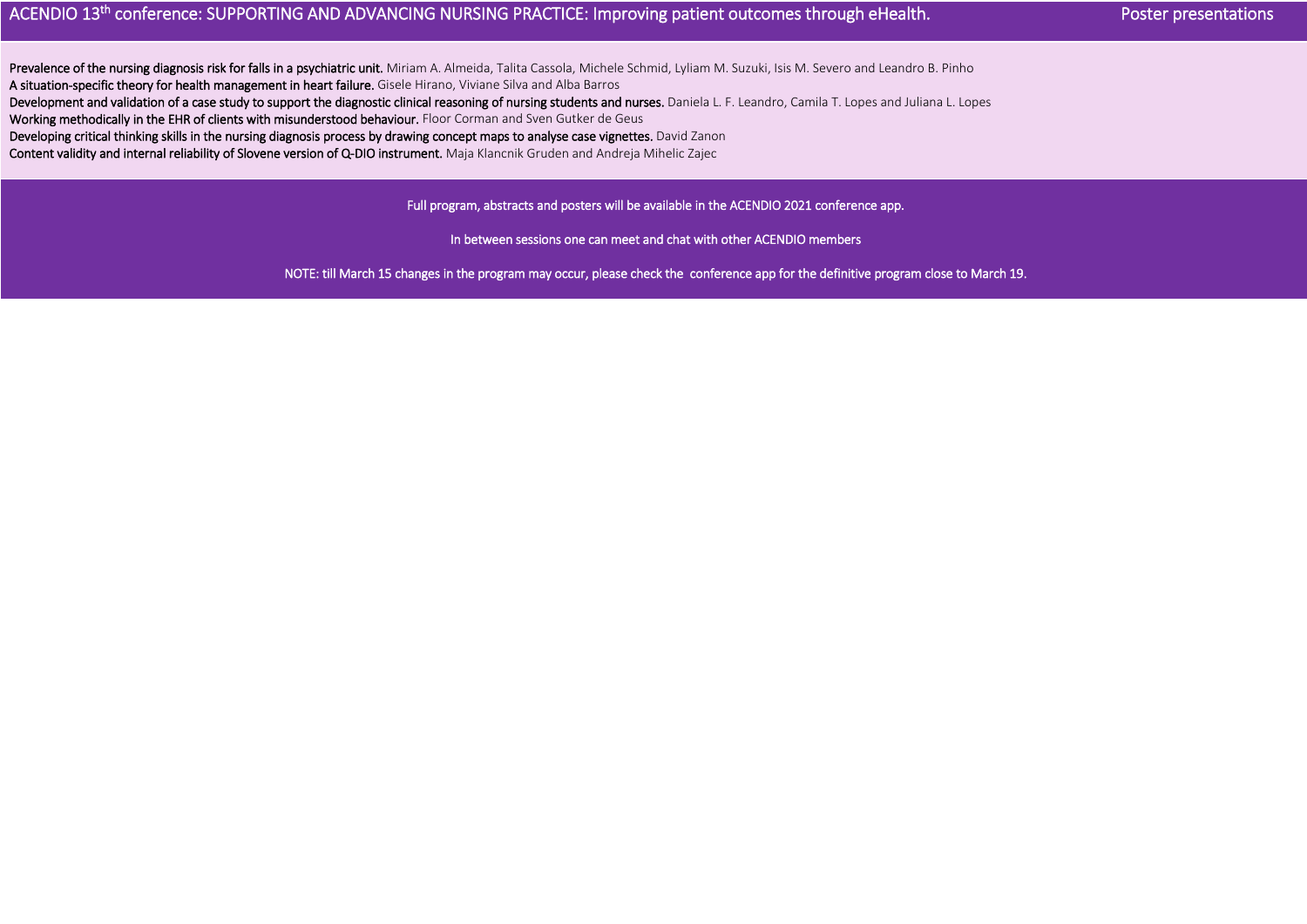## Poster presentations

**Prevalence of the nursing diagnosis risk for falls in a psychiatric unit.** Miriam A. Almeida, Talita Cassola, Michele Schmid, Lyliam M. Suzuki, Isis M. Severo and Leandro B. Pinho

**A situation-specific theory for health management in heart failure.** Gisele Hirano, Viviane Silva and Alba Barros

**Development and validation of a case study to support the diagnostic clinical reasoning of nursing students and nurses.** Daniela L. F. Leandro, Camila T. Lopes and Juliana L. Lopes

**Working methodically in the EHR of clients with misunderstood behaviour.** Floor Corman and Sven Gutker de Geus

**Developing critical thinking skills in the nursing diagnosis process by drawing concept maps to analyse case vignettes.** David Zanon

**Content validity and internal reliability of Slovene version of Q-DIO instrument.** Maja Klancnik Gruden and Andreja Mihelic Zajec

Full program, abstracts and posters will be available in the ACENDIO 2021 conference app.

In between sessions one can meet and chat with other ACENDIO members

NOTE: till March 15 changes in the program may occur, please check the conference app for the definitive program close to March 19.